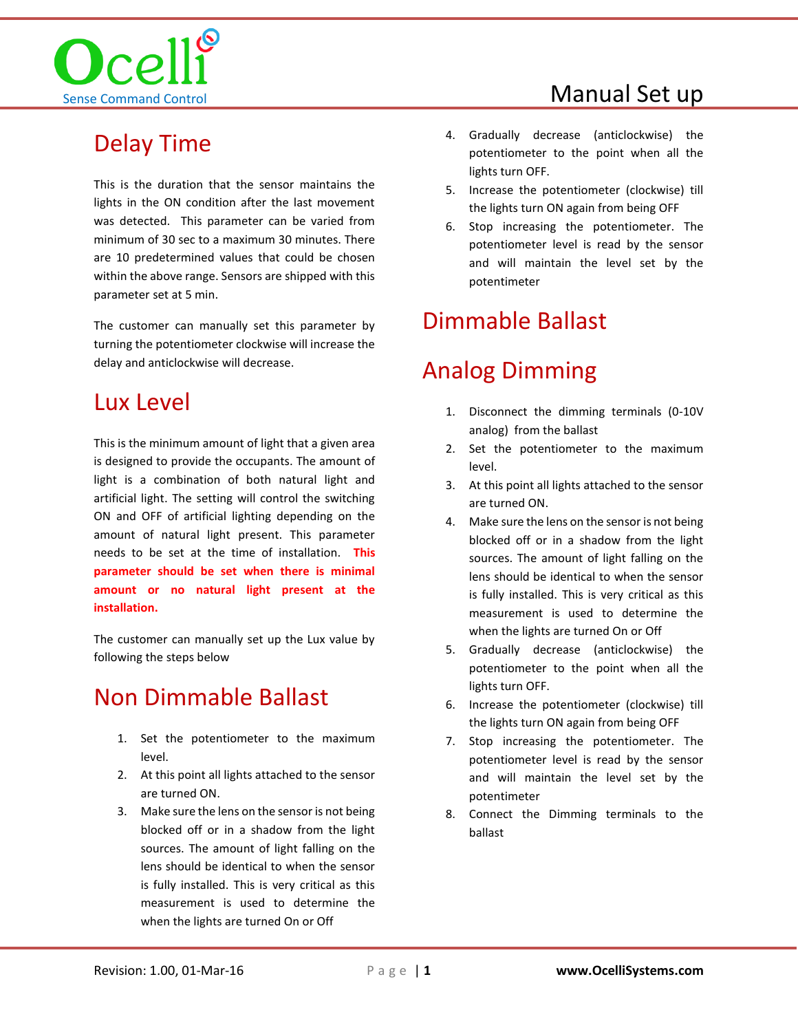# Delay Time

This is the duration that the sensor maintains the lights in the ON condition after the last movement was detected. This parameter can be varied from minimum of 30 sec to a maximum 30 minutes. There are 10 predetermined values that could be chosen within the above range. Sensors are shipped with this parameter set at 5 min.

The customer can manually set this parameter by turning the potentiometer clockwise will increase the delay and anticlockwise will decrease.

# Lux Level

This is the minimum amount of light that a given area is designed to provide the occupants. The amount of light is a combination of both natural light and artificial light. The setting will control the switching ON and OFF of artificial lighting depending on the amount of natural light present. This parameter needs to be set at the time of installation. **This parameter should be set when there is minimal amount or no natural light present at the installation.**

The customer can manually set up the Lux value by following the steps below

# Non Dimmable Ballast

1. Set the potentiometer to the maximum level.
2. At this point all lights attached to the sensor are turned ON.
3. Make sure the lens on the sensor is not being blocked off or in a shadow from the light sources. The amount of light falling on the lens should be identical to when the sensor is fully installed. This is very critical as this measurement is used to determine the when the lights are turned On or Off
4. Gradually decrease (anticlockwise) the potentiometer to the point when all the lights turn OFF.
5. Increase the potentiometer (clockwise) till the lights turn ON again from being OFF
6. Stop increasing the potentiometer. The potentiometer level is read by the sensor and will maintain the level set by the potentimeter

# Dimmable Ballast

# Analog Dimming

1. Disconnect the dimming terminals (0-10V analog) from the ballast
2. Set the potentiometer to the maximum level.
3. At this point all lights attached to the sensor are turned ON.
4. Make sure the lens on the sensor is not being blocked off or in a shadow from the light sources. The amount of light falling on the lens should be identical to when the sensor is fully installed. This is very critical as this measurement is used to determine the when the lights are turned On or Off
5. Gradually decrease (anticlockwise) the potentiometer to the point when all the lights turn OFF.
6. Increase the potentiometer (clockwise) till the lights turn ON again from being OFF
7. Stop increasing the potentiometer. The potentiometer level is read by the sensor and will maintain the level set by the potentimeter
8. Connect the Dimming terminals to the ballast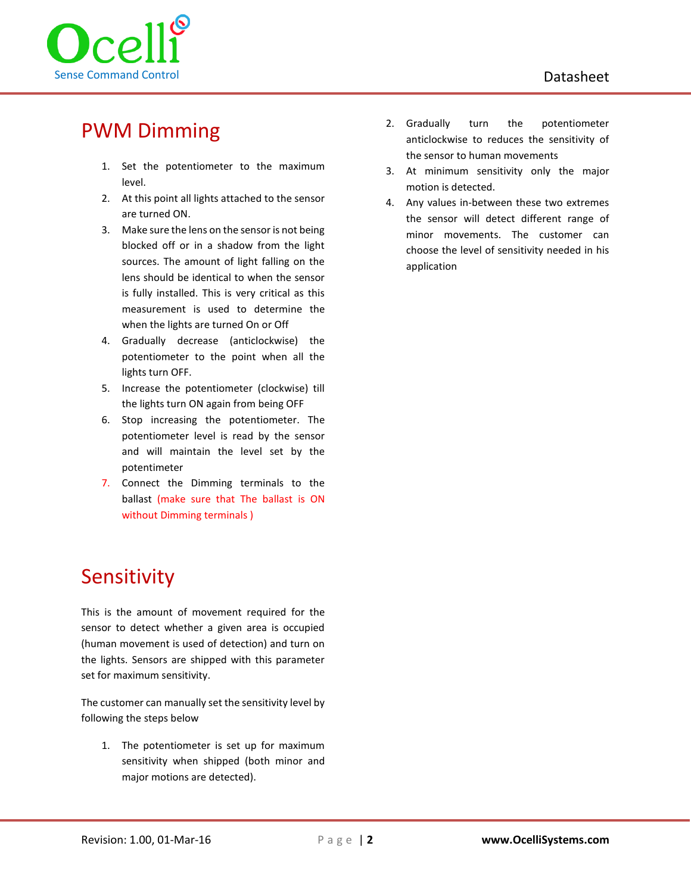## PWM Dimming

1. Set the potentiometer to the maximum level.
2. At this point all lights attached to the sensor are turned ON.
3. Make sure the lens on the sensor is not being blocked off or in a shadow from the light sources. The amount of light falling on the lens should be identical to when the sensor is fully installed. This is very critical as this measurement is used to determine the when the lights are turned On or Off
4. Gradually decrease (anticlockwise) the potentiometer to the point when all the lights turn OFF.
5. Increase the potentiometer (clockwise) till the lights turn ON again from being OFF
6. Stop increasing the potentiometer. The potentiometer level is read by the sensor and will maintain the level set by the potentimeter
7. Connect the Dimming terminals to the ballast (make sure that The ballast is ON without Dimming terminals )

## Sensitivity

This is the amount of movement required for the sensor to detect whether a given area is occupied (human movement is used of detection) and turn on the lights. Sensors are shipped with this parameter set for maximum sensitivity.

The customer can manually set the sensitivity level by following the steps below

1. The potentiometer is set up for maximum sensitivity when shipped (both minor and major motions are detected).
2. Gradually turn the potentiometer anticlockwise to reduces the sensitivity of the sensor to human movements
3. At minimum sensitivity only the major motion is detected.
4. Any values in-between these two extremes the sensor will detect different range of minor movements. The customer can choose the level of sensitivity needed in his application